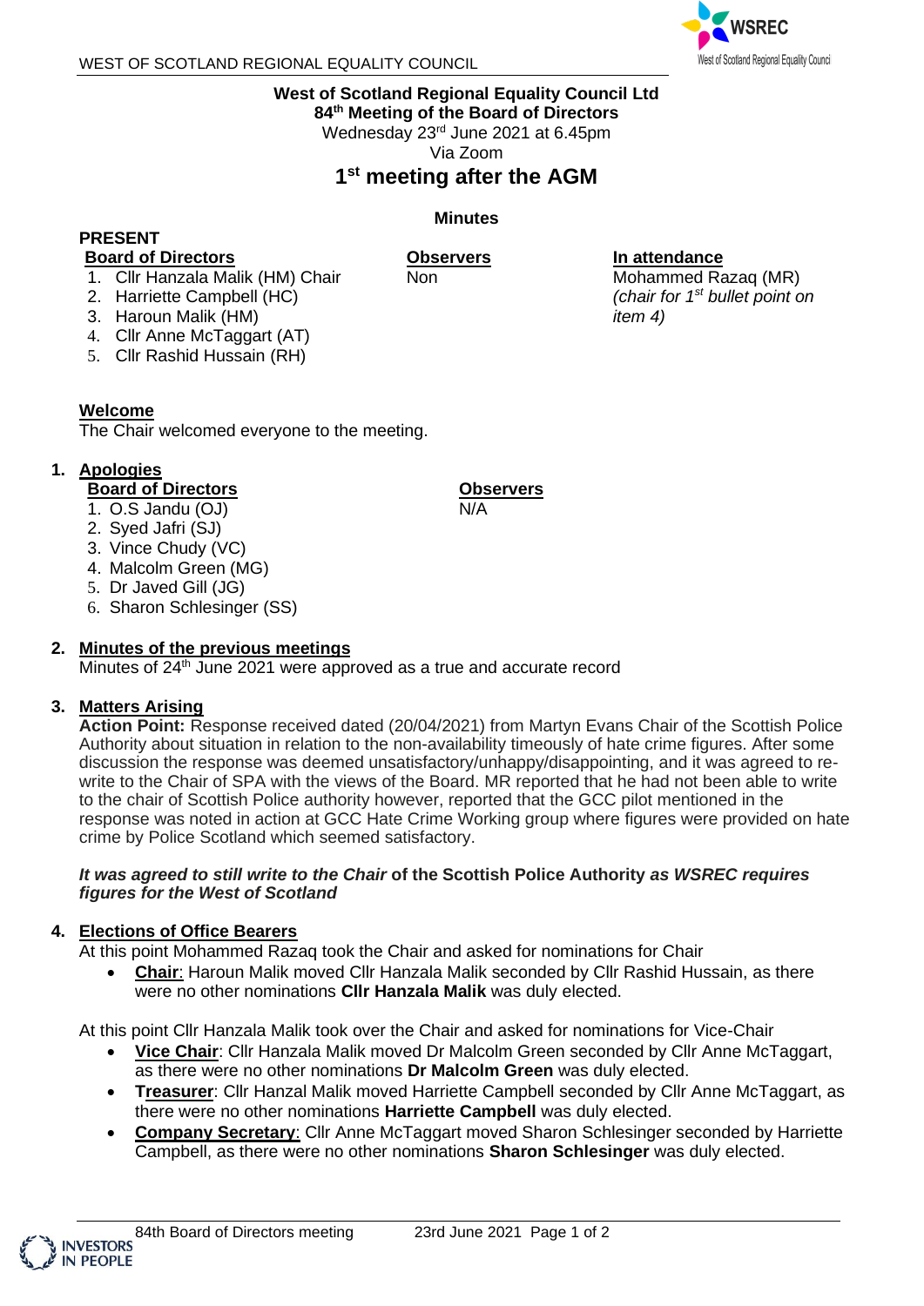**West of Scotland Regional Equality Council Ltd**
**84th Meeting of the Board of Directors**
Wednesday 23rd June 2021 at 6.45pm
Via Zoom

# 1st meeting after the AGM

**Minutes**

**PRESENT**

**Board of Directors**
1. Cllr Hanzala Malik (HM) Chair
2. Harriette Campbell (HC)
3. Haroun Malik (HM)
4. Cllr Anne McTaggart (AT)
5. Cllr Rashid Hussain (RH)

**Observers**
Non

**In attendance**
Mohammed Razaq (MR) *(chair for 1st bullet point on item 4)*

**Welcome**
The Chair welcomed everyone to the meeting.

## 1. Apologies

**Board of Directors**
1. O.S Jandu (OJ)
2. Syed Jafri (SJ)
3. Vince Chudy (VC)
4. Malcolm Green (MG)
5. Dr Javed Gill (JG)
6. Sharon Schlesinger (SS)

**Observers**
N/A

## 2. Minutes of the previous meetings

Minutes of 24th June 2021 were approved as a true and accurate record

## 3. Matters Arising

**Action Point:** Response received dated (20/04/2021) from Martyn Evans Chair of the Scottish Police Authority about situation in relation to the non-availability timeously of hate crime figures. After some discussion the response was deemed unsatisfactory/unhappy/disappointing, and it was agreed to re-write to the Chair of SPA with the views of the Board. MR reported that he had not been able to write to the chair of Scottish Police authority however, reported that the GCC pilot mentioned in the response was noted in action at GCC Hate Crime Working group where figures were provided on hate crime by Police Scotland which seemed satisfactory.

***It was agreed to still write to the Chair* of the Scottish Police Authority *as WSREC requires figures for the West of Scotland***

## 4. Elections of Office Bearers

At this point Mohammed Razaq took the Chair and asked for nominations for Chair

- **Chair**: Haroun Malik moved Cllr Hanzala Malik seconded by Cllr Rashid Hussain, as there were no other nominations **Cllr Hanzala Malik** was duly elected.

At this point Cllr Hanzala Malik took over the Chair and asked for nominations for Vice-Chair

- **Vice Chair**: Cllr Hanzala Malik moved Dr Malcolm Green seconded by Cllr Anne McTaggart, as there were no other nominations **Dr Malcolm Green** was duly elected.
- **Treasurer**: Cllr Hanzal Malik moved Harriette Campbell seconded by Cllr Anne McTaggart, as there were no other nominations **Harriette Campbell** was duly elected.
- **Company Secretary**: Cllr Anne McTaggart moved Sharon Schlesinger seconded by Harriette Campbell, as there were no other nominations **Sharon Schlesinger** was duly elected.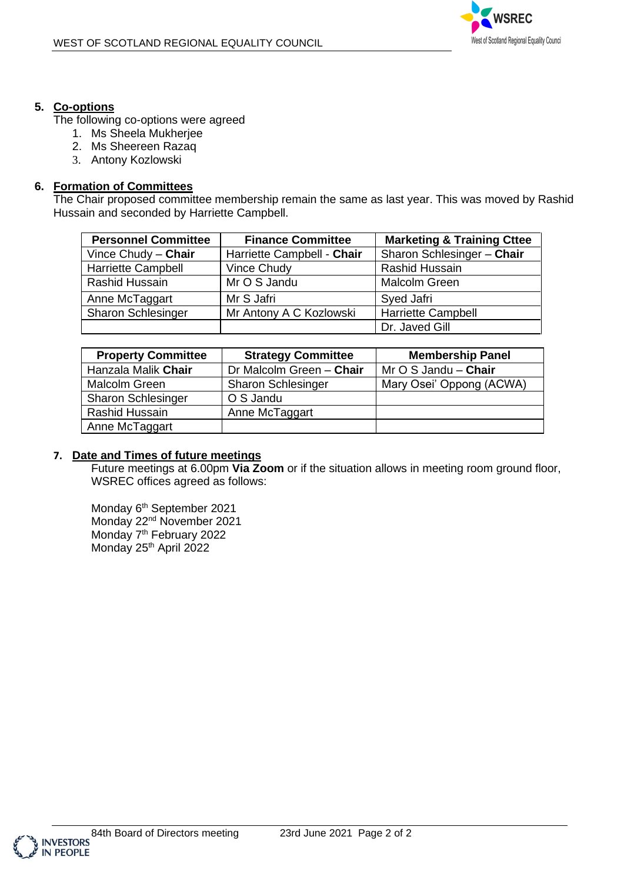## 5. Co-options

The following co-options were agreed

1. Ms Sheela Mukherjee
2. Ms Sheereen Razaq
3. Antony Kozlowski

## 6. Formation of Committees

The Chair proposed committee membership remain the same as last year. This was moved by Rashid Hussain and seconded by Harriette Campbell.

| Personnel Committee | Finance Committee | Marketing & Training Cttee |
|---|---|---|
| Vince Chudy – **Chair** | Harriette Campbell - **Chair** | Sharon Schlesinger – **Chair** |
| Harriette Campbell | Vince Chudy | Rashid Hussain |
| Rashid Hussain | Mr O S Jandu | Malcolm Green |
| Anne McTaggart | Mr S Jafri | Syed Jafri |
| Sharon Schlesinger | Mr Antony A C Kozlowski | Harriette Campbell |
| | | Dr. Javed Gill |

| Property Committee | Strategy Committee | Membership Panel |
|---|---|---|
| Hanzala Malik **Chair** | Dr Malcolm Green – **Chair** | Mr O S Jandu – **Chair** |
| Malcolm Green | Sharon Schlesinger | Mary Osei' Oppong (ACWA) |
| Sharon Schlesinger | O S Jandu | |
| Rashid Hussain | Anne McTaggart | |
| Anne McTaggart | | |

## 7. Date and Times of future meetings

Future meetings at 6.00pm **Via Zoom** or if the situation allows in meeting room ground floor, WSREC offices agreed as follows:

Monday 6th September 2021
Monday 22nd November 2021
Monday 7th February 2022
Monday 25th April 2022